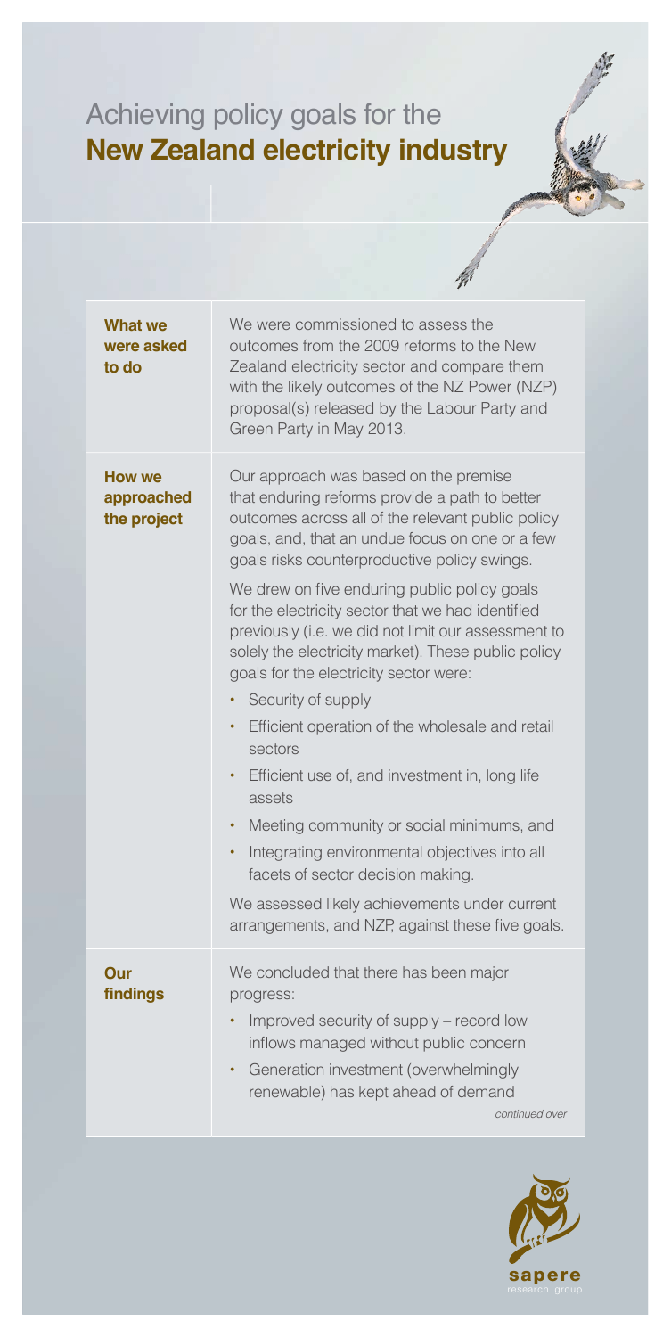# Achieving policy goals for the **New Zealand electricity industry**

| | |
|---|---|
| **What we were asked to do** | We were commissioned to assess the outcomes from the 2009 reforms to the New Zealand electricity sector and compare them with the likely outcomes of the NZ Power (NZP) proposal(s) released by the Labour Party and Green Party in May 2013. |
| **How we approached the project** | Our approach was based on the premise that enduring reforms provide a path to better outcomes across all of the relevant public policy goals, and, that an undue focus on one or a few goals risks counterproductive policy swings.<br><br>We drew on five enduring public policy goals for the electricity sector that we had identified previously (i.e. we did not limit our assessment to solely the electricity market). These public policy goals for the electricity sector were:<br>• Security of supply<br>• Efficient operation of the wholesale and retail sectors<br>• Efficient use of, and investment in, long life assets<br>• Meeting community or social minimums, and<br>• Integrating environmental objectives into all facets of sector decision making.<br><br>We assessed likely achievements under current arrangements, and NZP, against these five goals. |
| **Our findings** | We concluded that there has been major progress:<br>• Improved security of supply – record low inflows managed without public concern<br>• Generation investment (overwhelmingly renewable) has kept ahead of demand<br><br>*continued over* |

sapere research group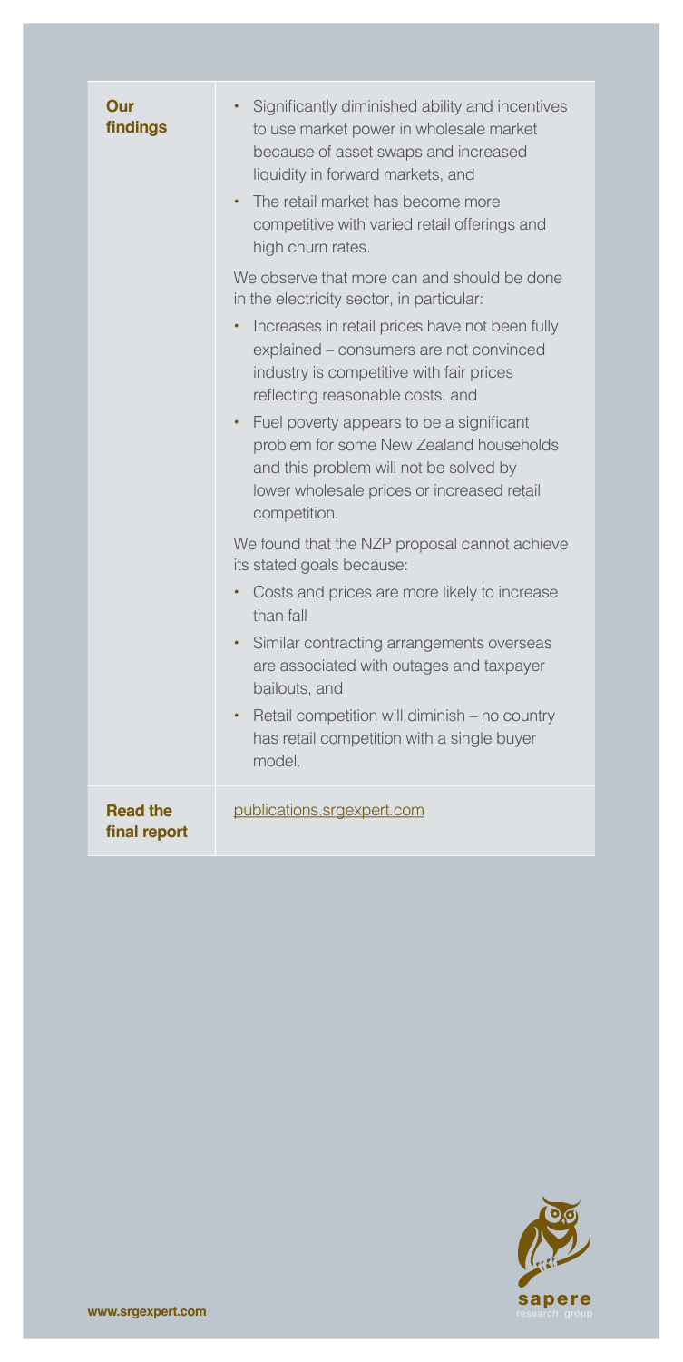| | |
|---|---|
| **Our findings** | • Significantly diminished ability and incentives to use market power in wholesale market because of asset swaps and increased liquidity in forward markets, and<br>• The retail market has become more competitive with varied retail offerings and high churn rates.<br><br>We observe that more can and should be done in the electricity sector, in particular:<br>• Increases in retail prices have not been fully explained – consumers are not convinced industry is competitive with fair prices reflecting reasonable costs, and<br>• Fuel poverty appears to be a significant problem for some New Zealand households and this problem will not be solved by lower wholesale prices or increased retail competition.<br><br>We found that the NZP proposal cannot achieve its stated goals because:<br>• Costs and prices are more likely to increase than fall<br>• Similar contracting arrangements overseas are associated with outages and taxpayer bailouts, and<br>• Retail competition will diminish – no country has retail competition with a single buyer model. |
| **Read the final report** | publications.srgexpert.com |

**www.srgexpert.com**

sapere research group